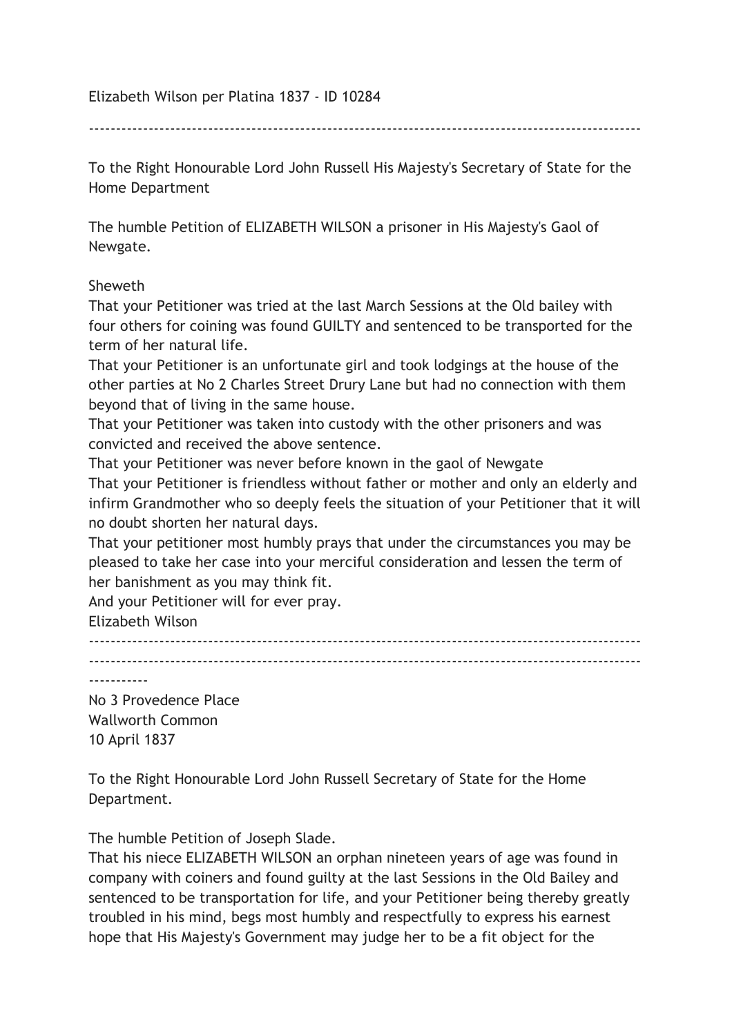Elizabeth Wilson per Platina 1837 - ID 10284

---

To the Right Honourable Lord John Russell His Majesty's Secretary of State for the Home Department

The humble Petition of ELIZABETH WILSON a prisoner in His Majesty's Gaol of Newgate.

Sheweth

That your Petitioner was tried at the last March Sessions at the Old bailey with four others for coining was found GUILTY and sentenced to be transported for the term of her natural life.

That your Petitioner is an unfortunate girl and took lodgings at the house of the other parties at No 2 Charles Street Drury Lane but had no connection with them beyond that of living in the same house.

That your Petitioner was taken into custody with the other prisoners and was convicted and received the above sentence.

That your Petitioner was never before known in the gaol of Newgate

That your Petitioner is friendless without father or mother and only an elderly and infirm Grandmother who so deeply feels the situation of your Petitioner that it will no doubt shorten her natural days.

That your petitioner most humbly prays that under the circumstances you may be pleased to take her case into your merciful consideration and lessen the term of her banishment as you may think fit.

And your Petitioner will for ever pray.

Elizabeth Wilson

---

---

No 3 Provedence Place
Wallworth Common
10 April 1837

To the Right Honourable Lord John Russell Secretary of State for the Home Department.

The humble Petition of Joseph Slade.

That his niece ELIZABETH WILSON an orphan nineteen years of age was found in company with coiners and found guilty at the last Sessions in the Old Bailey and sentenced to be transportation for life, and your Petitioner being thereby greatly troubled in his mind, begs most humbly and respectfully to express his earnest hope that His Majesty's Government may judge her to be a fit object for the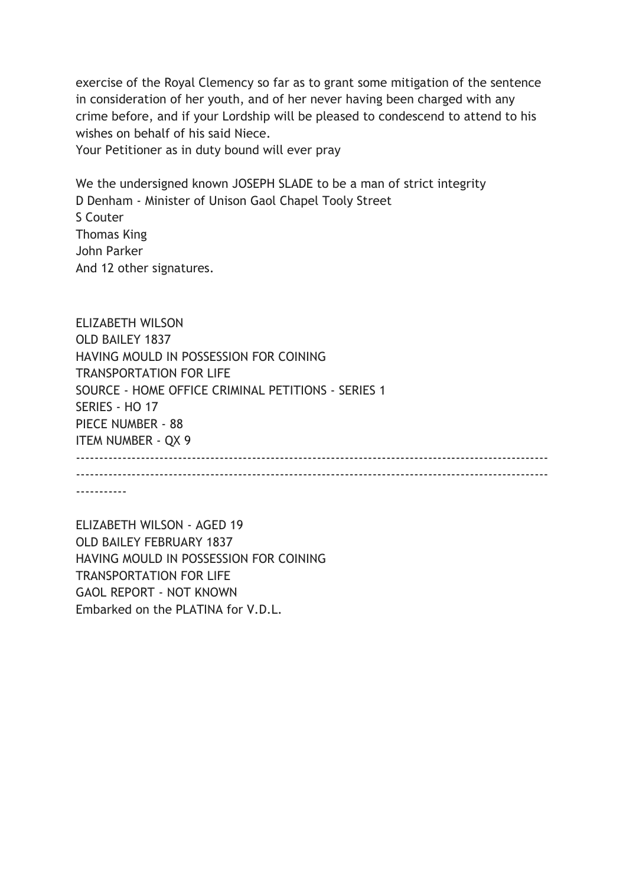exercise of the Royal Clemency so far as to grant some mitigation of the sentence in consideration of her youth, and of her never having been charged with any crime before, and if your Lordship will be pleased to condescend to attend to his wishes on behalf of his said Niece.
Your Petitioner as in duty bound will ever pray

We the undersigned known JOSEPH SLADE to be a man of strict integrity
D Denham - Minister of Unison Gaol Chapel Tooly Street
S Couter
Thomas King
John Parker
And 12 other signatures.

ELIZABETH WILSON
OLD BAILEY 1837
HAVING MOULD IN POSSESSION FOR COINING
TRANSPORTATION FOR LIFE
SOURCE - HOME OFFICE CRIMINAL PETITIONS - SERIES 1
SERIES - HO 17
PIECE NUMBER - 88
ITEM NUMBER - QX 9

---

ELIZABETH WILSON - AGED 19
OLD BAILEY FEBRUARY 1837
HAVING MOULD IN POSSESSION FOR COINING
TRANSPORTATION FOR LIFE
GAOL REPORT - NOT KNOWN
Embarked on the PLATINA for V.D.L.